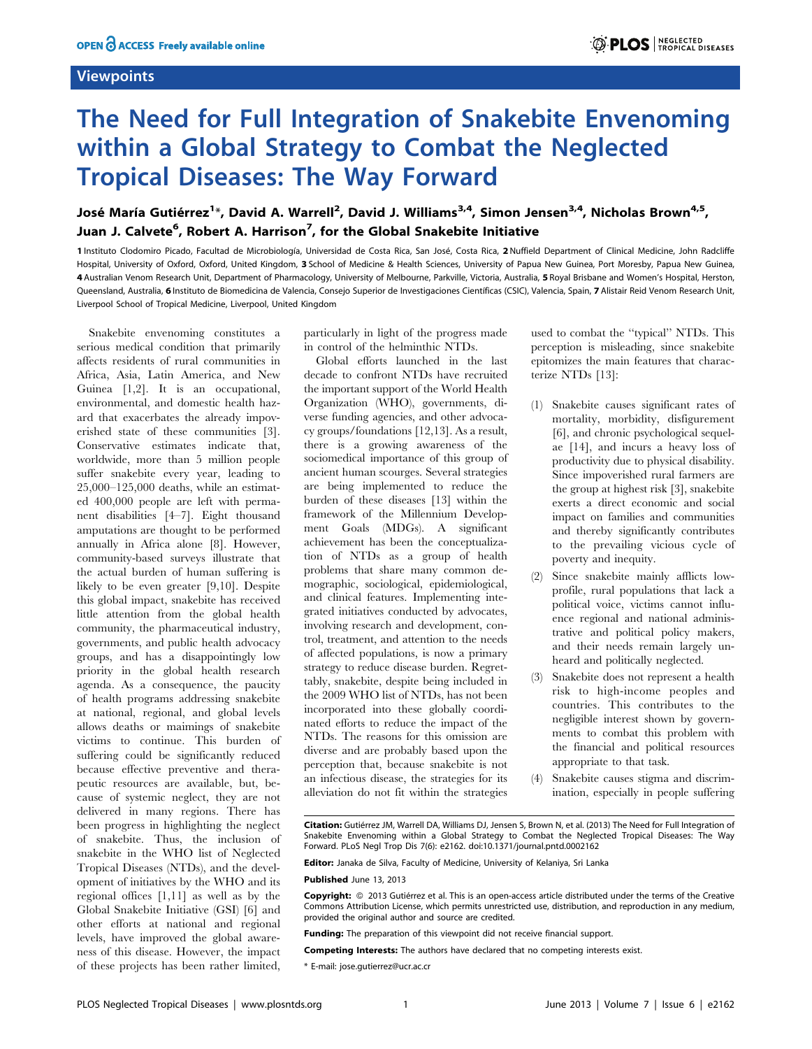Viewpoints

# The Need for Full Integration of Snakebite Envenoming within a Global Strategy to Combat the Neglected Tropical Diseases: The Way Forward

**José María Gutiérrez[1]*, David A. Warrell[2], David J. Williams[3,4], Simon Jensen[3,4], Nicholas Brown[4,5], Juan J. Calvete[6], Robert A. Harrison[7], for the Global Snakebite Initiative**

1 Instituto Clodomiro Picado, Facultad de Microbiología, Universidad de Costa Rica, San José, Costa Rica, 2 Nuffield Department of Clinical Medicine, John Radcliffe Hospital, University of Oxford, Oxford, United Kingdom, 3 School of Medicine & Health Sciences, University of Papua New Guinea, Port Moresby, Papua New Guinea, 4 Australian Venom Research Unit, Department of Pharmacology, University of Melbourne, Parkville, Victoria, Australia, 5 Royal Brisbane and Women's Hospital, Herston, Queensland, Australia, 6 Instituto de Biomedicina de Valencia, Consejo Superior de Investigaciones Científicas (CSIC), Valencia, Spain, 7 Alistair Reid Venom Research Unit, Liverpool School of Tropical Medicine, Liverpool, United Kingdom

Snakebite envenoming constitutes a serious medical condition that primarily affects residents of rural communities in Africa, Asia, Latin America, and New Guinea [1,2]. It is an occupational, environmental, and domestic health hazard that exacerbates the already impoverished state of these communities [3]. Conservative estimates indicate that, worldwide, more than 5 million people suffer snakebite every year, leading to 25,000–125,000 deaths, while an estimated 400,000 people are left with permanent disabilities [4–7]. Eight thousand amputations are thought to be performed annually in Africa alone [8]. However, community-based surveys illustrate that the actual burden of human suffering is likely to be even greater [9,10]. Despite this global impact, snakebite has received little attention from the global health community, the pharmaceutical industry, governments, and public health advocacy groups, and has a disappointingly low priority in the global health research agenda. As a consequence, the paucity of health programs addressing snakebite at national, regional, and global levels allows deaths or maimings of snakebite victims to continue. This burden of suffering could be significantly reduced because effective preventive and therapeutic resources are available, but, because of systemic neglect, they are not delivered in many regions. There has been progress in highlighting the neglect of snakebite. Thus, the inclusion of snakebite in the WHO list of Neglected Tropical Diseases (NTDs), and the development of initiatives by the WHO and its regional offices [1,11] as well as by the Global Snakebite Initiative (GSI) [6] and other efforts at national and regional levels, have improved the global awareness of this disease. However, the impact of these projects has been rather limited, particularly in light of the progress made in control of the helminthic NTDs.

Global efforts launched in the last decade to confront NTDs have recruited the important support of the World Health Organization (WHO), governments, diverse funding agencies, and other advocacy groups/foundations [12,13]. As a result, there is a growing awareness of the sociomedical importance of this group of ancient human scourges. Several strategies are being implemented to reduce the burden of these diseases [13] within the framework of the Millennium Development Goals (MDGs). A significant achievement has been the conceptualization of NTDs as a group of health problems that share many common demographic, sociological, epidemiological, and clinical features. Implementing integrated initiatives conducted by advocates, involving research and development, control, treatment, and attention to the needs of affected populations, is now a primary strategy to reduce disease burden. Regrettably, snakebite, despite being included in the 2009 WHO list of NTDs, has not been incorporated into these globally coordinated efforts to reduce the impact of the NTDs. The reasons for this omission are diverse and are probably based upon the perception that, because snakebite is not an infectious disease, the strategies for its alleviation do not fit within the strategies used to combat the "typical" NTDs. This perception is misleading, since snakebite epitomizes the main features that characterize NTDs [13]:

(1) Snakebite causes significant rates of mortality, morbidity, disfigurement [6], and chronic psychological sequelae [14], and incurs a heavy loss of productivity due to physical disability. Since impoverished rural farmers are the group at highest risk [3], snakebite exerts a direct economic and social impact on families and communities and thereby significantly contributes to the prevailing vicious cycle of poverty and inequity.

(2) Since snakebite mainly afflicts low-profile, rural populations that lack a political voice, victims cannot influence regional and national administrative and political policy makers, and their needs remain largely unheard and politically neglected.

(3) Snakebite does not represent a health risk to high-income peoples and countries. This contributes to the negligible interest shown by governments to combat this problem with the financial and political resources appropriate to that task.

(4) Snakebite causes stigma and discrimination, especially in people suffering

**Citation:** Gutiérrez JM, Warrell DA, Williams DJ, Jensen S, Brown N, et al. (2013) The Need for Full Integration of Snakebite Envenoming within a Global Strategy to Combat the Neglected Tropical Diseases: The Way Forward. PLoS Negl Trop Dis 7(6): e2162. doi:10.1371/journal.pntd.0002162

**Editor:** Janaka de Silva, Faculty of Medicine, University of Kelaniya, Sri Lanka

**Published** June 13, 2013

**Copyright:** © 2013 Gutiérrez et al. This is an open-access article distributed under the terms of the Creative Commons Attribution License, which permits unrestricted use, distribution, and reproduction in any medium, provided the original author and source are credited.

**Funding:** The preparation of this viewpoint did not receive financial support.

**Competing Interests:** The authors have declared that no competing interests exist.

\* E-mail: jose.gutierrez@ucr.ac.cr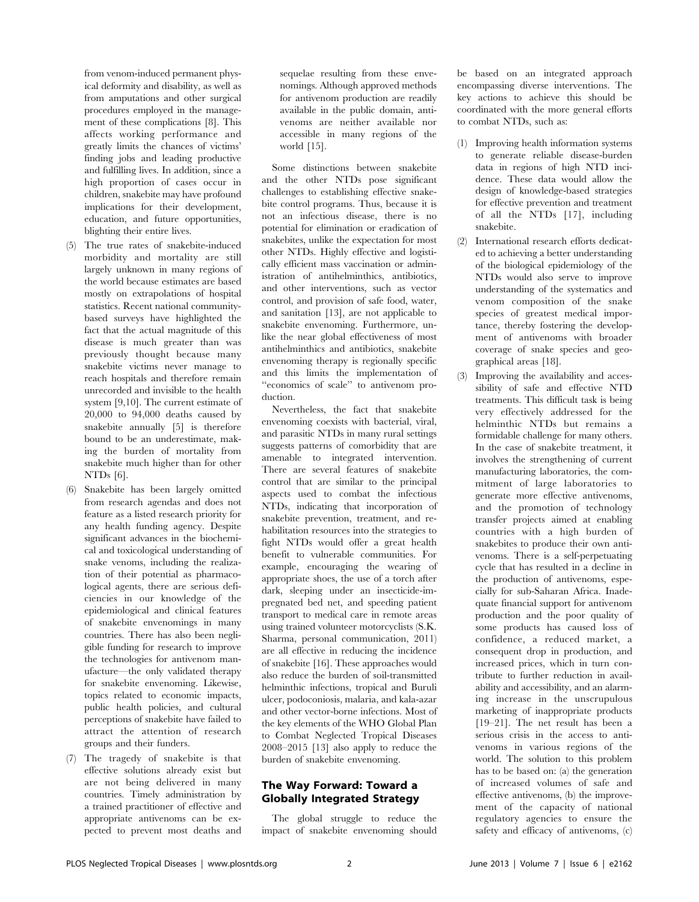from venom-induced permanent physical deformity and disability, as well as from amputations and other surgical procedures employed in the management of these complications [8]. This affects working performance and greatly limits the chances of victims' finding jobs and leading productive and fulfilling lives. In addition, since a high proportion of cases occur in children, snakebite may have profound implications for their development, education, and future opportunities, blighting their entire lives.

(5) The true rates of snakebite-induced morbidity and mortality are still largely unknown in many regions of the world because estimates are based mostly on extrapolations of hospital statistics. Recent national community-based surveys have highlighted the fact that the actual magnitude of this disease is much greater than was previously thought because many snakebite victims never manage to reach hospitals and therefore remain unrecorded and invisible to the health system [9,10]. The current estimate of 20,000 to 94,000 deaths caused by snakebite annually [5] is therefore bound to be an underestimate, making the burden of mortality from snakebite much higher than for other NTDs [6].

(6) Snakebite has been largely omitted from research agendas and does not feature as a listed research priority for any health funding agency. Despite significant advances in the biochemical and toxicological understanding of snake venoms, including the realization of their potential as pharmacological agents, there are serious deficiencies in our knowledge of the epidemiological and clinical features of snakebite envenomings in many countries. There has also been negligible funding for research to improve the technologies for antivenom manufacture—the only validated therapy for snakebite envenoming. Likewise, topics related to economic impacts, public health policies, and cultural perceptions of snakebite have failed to attract the attention of research groups and their funders.

(7) The tragedy of snakebite is that effective solutions already exist but are not being delivered in many countries. Timely administration by a trained practitioner of effective and appropriate antivenoms can be expected to prevent most deaths and sequelae resulting from these envenomings. Although approved methods for antivenom production are readily available in the public domain, antivenoms are neither available nor accessible in many regions of the world [15].

Some distinctions between snakebite and the other NTDs pose significant challenges to establishing effective snakebite control programs. Thus, because it is not an infectious disease, there is no potential for elimination or eradication of snakebites, unlike the expectation for most other NTDs. Highly effective and logistically efficient mass vaccination or administration of antihelminthics, antibiotics, and other interventions, such as vector control, and provision of safe food, water, and sanitation [13], are not applicable to snakebite envenoming. Furthermore, unlike the near global effectiveness of most antihelminthics and antibiotics, snakebite envenoming therapy is regionally specific and this limits the implementation of "economics of scale" to antivenom production.

Nevertheless, the fact that snakebite envenoming coexists with bacterial, viral, and parasitic NTDs in many rural settings suggests patterns of comorbidity that are amenable to integrated intervention. There are several features of snakebite control that are similar to the principal aspects used to combat the infectious NTDs, indicating that incorporation of snakebite prevention, treatment, and rehabilitation resources into the strategies to fight NTDs would offer a great health benefit to vulnerable communities. For example, encouraging the wearing of appropriate shoes, the use of a torch after dark, sleeping under an insecticide-impregnated bed net, and speeding patient transport to medical care in remote areas using trained volunteer motorcyclists (S.K. Sharma, personal communication, 2011) are all effective in reducing the incidence of snakebite [16]. These approaches would also reduce the burden of soil-transmitted helminthic infections, tropical and Buruli ulcer, podoconiosis, malaria, and kala-azar and other vector-borne infections. Most of the key elements of the WHO Global Plan to Combat Neglected Tropical Diseases 2008–2015 [13] also apply to reduce the burden of snakebite envenoming.

## The Way Forward: Toward a Globally Integrated Strategy

The global struggle to reduce the impact of snakebite envenoming should be based on an integrated approach encompassing diverse interventions. The key actions to achieve this should be coordinated with the more general efforts to combat NTDs, such as:

(1) Improving health information systems to generate reliable disease-burden data in regions of high NTD incidence. These data would allow the design of knowledge-based strategies for effective prevention and treatment of all the NTDs [17], including snakebite.

(2) International research efforts dedicated to achieving a better understanding of the biological epidemiology of the NTDs would also serve to improve understanding of the systematics and venom composition of the snake species of greatest medical importance, thereby fostering the development of antivenoms with broader coverage of snake species and geographical areas [18].

(3) Improving the availability and accessibility of safe and effective NTD treatments. This difficult task is being very effectively addressed for the helminthic NTDs but remains a formidable challenge for many others. In the case of snakebite treatment, it involves the strengthening of current manufacturing laboratories, the commitment of large laboratories to generate more effective antivenoms, and the promotion of technology transfer projects aimed at enabling countries with a high burden of snakebites to produce their own antivenoms. There is a self-perpetuating cycle that has resulted in a decline in the production of antivenoms, especially for sub-Saharan Africa. Inadequate financial support for antivenom production and the poor quality of some products has caused loss of confidence, a reduced market, a consequent drop in production, and increased prices, which in turn contribute to further reduction in availability and accessibility, and an alarming increase in the unscrupulous marketing of inappropriate products [19–21]. The net result has been a serious crisis in the access to antivenoms in various regions of the world. The solution to this problem has to be based on: (a) the generation of increased volumes of safe and effective antivenoms, (b) the improvement of the capacity of national regulatory agencies to ensure the safety and efficacy of antivenoms, (c)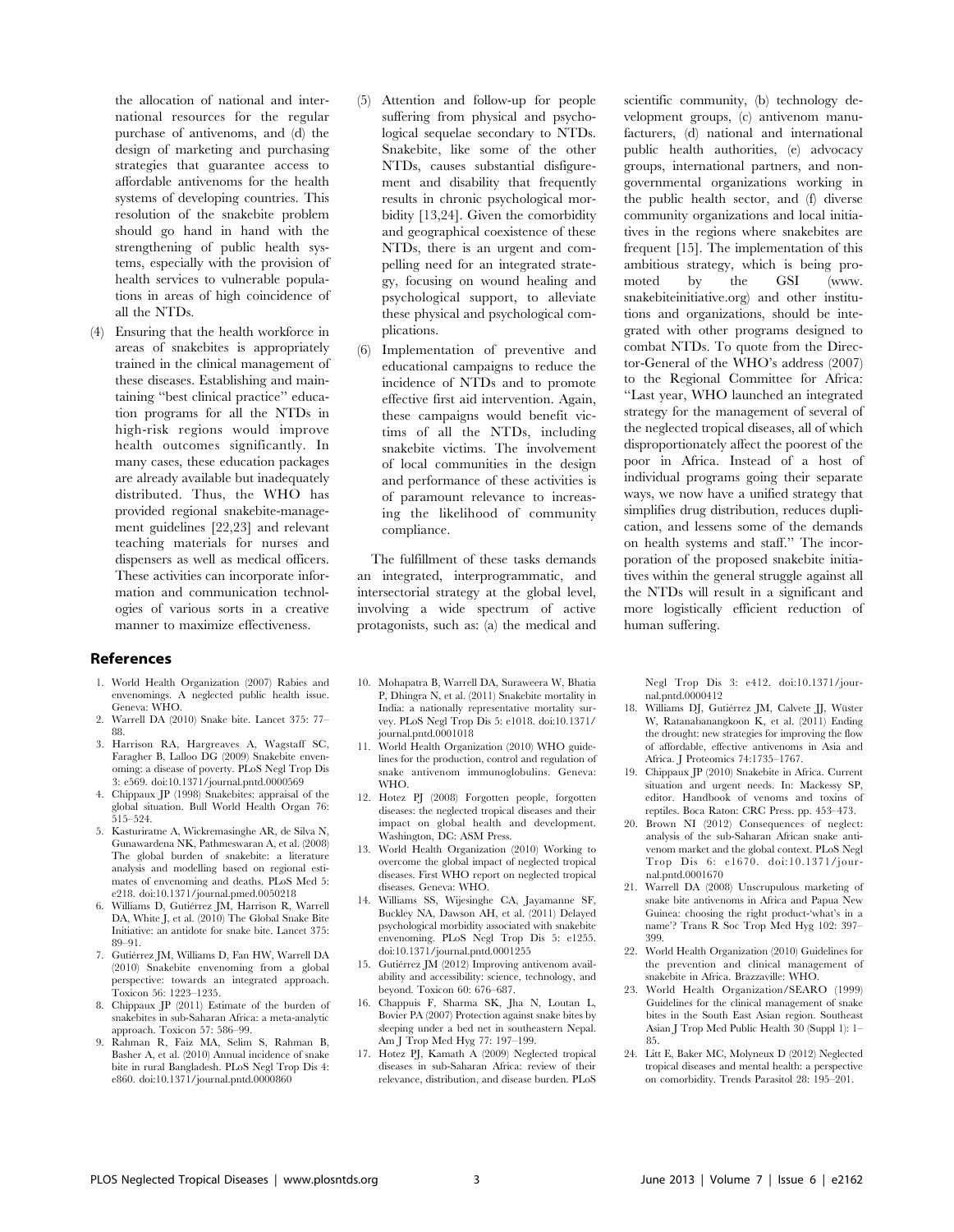the allocation of national and international resources for the regular purchase of antivenoms, and (d) the design of marketing and purchasing strategies that guarantee access to affordable antivenoms for the health systems of developing countries. This resolution of the snakebite problem should go hand in hand with the strengthening of public health systems, especially with the provision of health services to vulnerable populations in areas of high coincidence of all the NTDs.

(4) Ensuring that the health workforce in areas of snakebites is appropriately trained in the clinical management of these diseases. Establishing and maintaining ''best clinical practice'' education programs for all the NTDs in high-risk regions would improve health outcomes significantly. In many cases, these education packages are already available but inadequately distributed. Thus, the WHO has provided regional snakebite-management guidelines [22,23] and relevant teaching materials for nurses and dispensers as well as medical officers. These activities can incorporate information and communication technologies of various sorts in a creative manner to maximize effectiveness.

(5) Attention and follow-up for people suffering from physical and psychological sequelae secondary to NTDs. Snakebite, like some of the other NTDs, causes substantial disfigurement and disability that frequently results in chronic psychological morbidity [13,24]. Given the comorbidity and geographical coexistence of these NTDs, there is an urgent and compelling need for an integrated strategy, focusing on wound healing and psychological support, to alleviate these physical and psychological complications.

(6) Implementation of preventive and educational campaigns to reduce the incidence of NTDs and to promote effective first aid intervention. Again, these campaigns would benefit victims of all the NTDs, including snakebite victims. The involvement of local communities in the design and performance of these activities is of paramount relevance to increasing the likelihood of community compliance.

The fulfillment of these tasks demands an integrated, interprogrammatic, and intersectorial strategy at the global level, involving a wide spectrum of active protagonists, such as: (a) the medical and scientific community, (b) technology development groups, (c) antivenom manufacturers, (d) national and international public health authorities, (e) advocacy groups, international partners, and nongovernmental organizations working in the public health sector, and (f) diverse community organizations and local initiatives in the regions where snakebites are frequent [15]. The implementation of this ambitious strategy, which is being promoted by the GSI (www.snakebiteinitiative.org) and other institutions and organizations, should be integrated with other programs designed to combat NTDs. To quote from the Director-General of the WHO's address (2007) to the Regional Committee for Africa: ''Last year, WHO launched an integrated strategy for the management of several of the neglected tropical diseases, all of which disproportionately affect the poorest of the poor in Africa. Instead of a host of individual programs going their separate ways, we now have a unified strategy that simplifies drug distribution, reduces duplication, and lessens some of the demands on health systems and staff.'' The incorporation of the proposed snakebite initiatives within the general struggle against all the NTDs will result in a significant and more logistically efficient reduction of human suffering.

## References

1. World Health Organization (2007) Rabies and envenomings. A neglected public health issue. Geneva: WHO.
2. Warrell DA (2010) Snake bite. Lancet 375: 77–88.
3. Harrison RA, Hargreaves A, Wagstaff SC, Faragher B, Lalloo DG (2009) Snakebite envenoming: a disease of poverty. PLoS Negl Trop Dis 3: e569. doi:10.1371/journal.pntd.0000569
4. Chippaux JP (1998) Snakebites: appraisal of the global situation. Bull World Health Organ 76: 515–524.
5. Kasturiratne A, Wickremasinghe AR, de Silva N, Gunawardena NK, Pathmeswaran A, et al. (2008) The global burden of snakebite: a literature analysis and modelling based on regional estimates of envenoming and deaths. PLoS Med 5: e218. doi:10.1371/journal.pmed.0050218
6. Williams D, Gutiérrez JM, Harrison R, Warrell DA, White J, et al. (2010) The Global Snake Bite Initiative: an antidote for snake bite. Lancet 375: 89–91.
7. Gutiérrez JM, Williams D, Fan HW, Warrell DA (2010) Snakebite envenoming from a global perspective: towards an integrated approach. Toxicon 56: 1223–1235.
8. Chippaux JP (2011) Estimate of the burden of snakebites in sub-Saharan Africa: a meta-analytic approach. Toxicon 57: 586–99.
9. Rahman R, Faiz MA, Selim S, Rahman B, Basher A, et al. (2010) Annual incidence of snake bite in rural Bangladesh. PLoS Negl Trop Dis 4: e860. doi:10.1371/journal.pntd.0000860
10. Mohapatra B, Warrell DA, Suraweera W, Bhatia P, Dhingra N, et al. (2011) Snakebite mortality in India: a nationally representative mortality survey. PLoS Negl Trop Dis 5: e1018. doi:10.1371/journal.pntd.0001018
11. World Health Organization (2010) WHO guidelines for the production, control and regulation of snake antivenom immunoglobulins. Geneva: WHO.
12. Hotez PJ (2008) Forgotten people, forgotten diseases: the neglected tropical diseases and their impact on global health and development. Washington, DC: ASM Press.
13. World Health Organization (2010) Working to overcome the global impact of neglected tropical diseases. First WHO report on neglected tropical diseases. Geneva: WHO.
14. Williams SS, Wijesinghe CA, Jayamanne SF, Buckley NA, Dawson AH, et al. (2011) Delayed psychological morbidity associated with snakebite envenoming. PLoS Negl Trop Dis 5: e1255. doi:10.1371/journal.pntd.0001255
15. Gutiérrez JM (2012) Improving antivenom availability and accessibility: science, technology, and beyond. Toxicon 60: 676–687.
16. Chappuis F, Sharma SK, Jha N, Loutan L, Bovier PA (2007) Protection against snake bites by sleeping under a bed net in southeastern Nepal. Am J Trop Med Hyg 77: 197–199.
17. Hotez PJ, Kamath A (2009) Neglected tropical diseases in sub-Saharan Africa: review of their relevance, distribution, and disease burden. PLoS Negl Trop Dis 3: e412. doi:10.1371/journal.pntd.0000412
18. Williams DJ, Gutiérrez JM, Calvete JJ, Wüster W, Ratanabanangkoon K, et al. (2011) Ending the drought: new strategies for improving the flow of affordable, effective antivenoms in Asia and Africa. J Proteomics 74:1735–1767.
19. Chippaux JP (2010) Snakebite in Africa. Current situation and urgent needs. In: Mackessy SP, editor. Handbook of venoms and toxins of reptiles. Boca Raton: CRC Press. pp. 453–473.
20. Brown NI (2012) Consequences of neglect: analysis of the sub-Saharan African snake antivenom market and the global context. PLoS Negl Trop Dis 6: e1670. doi:10.1371/journal.pntd.0001670
21. Warrell DA (2008) Unscrupulous marketing of snake bite antivenoms in Africa and Papua New Guinea: choosing the right product-'what's in a name'? Trans R Soc Trop Med Hyg 102: 397–399.
22. World Health Organization (2010) Guidelines for the prevention and clinical management of snakebite in Africa. Brazzaville: WHO.
23. World Health Organization/SEARO (1999) Guidelines for the clinical management of snake bites in the South East Asian region. Southeast Asian J Trop Med Public Health 30 (Suppl 1): 1–85.
24. Litt E, Baker MC, Molyneux D (2012) Neglected tropical diseases and mental health: a perspective on comorbidity. Trends Parasitol 28: 195–201.